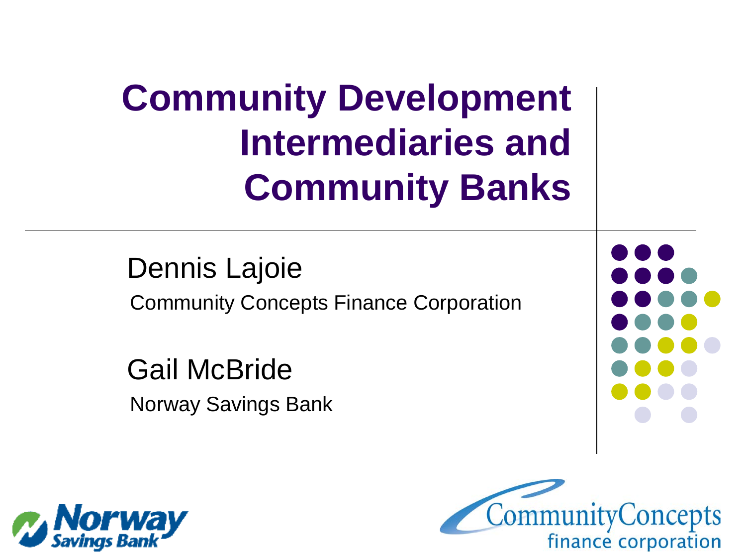# Community Development Intermediaries and Community Banks

Dennis Lajoie

Community Concepts Finance Corporation

Gail McBride

Norway Savings Bank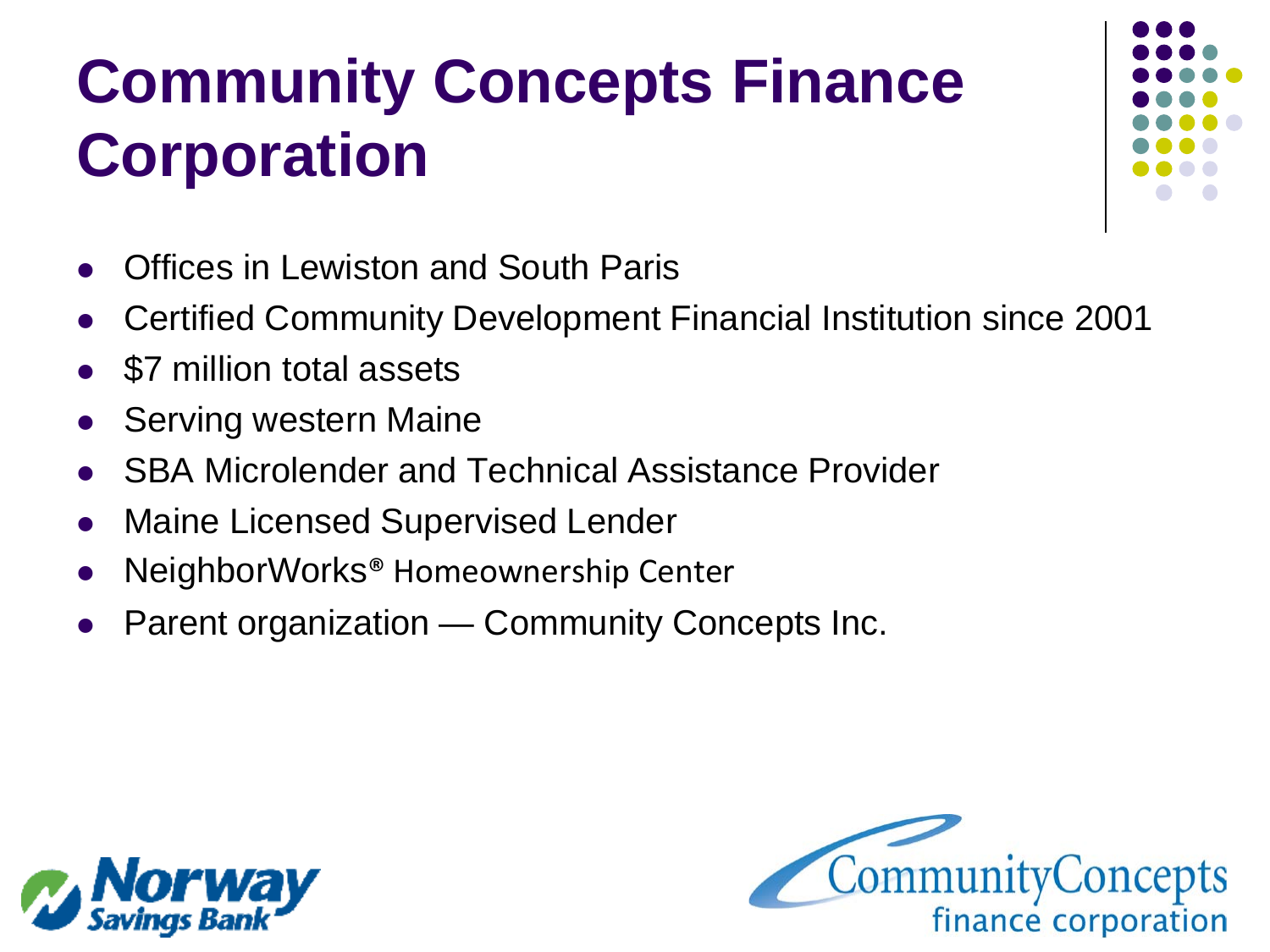# Community Concepts Finance Corporation

- Offices in Lewiston and South Paris
- Certified Community Development Financial Institution since 2001
- $7 million total assets
- Serving western Maine
- SBA Microlender and Technical Assistance Provider
- Maine Licensed Supervised Lender
- NeighborWorks® Homeownership Center
- Parent organization — Community Concepts Inc.

Norway Savings Bank

CommunityConcepts finance corporation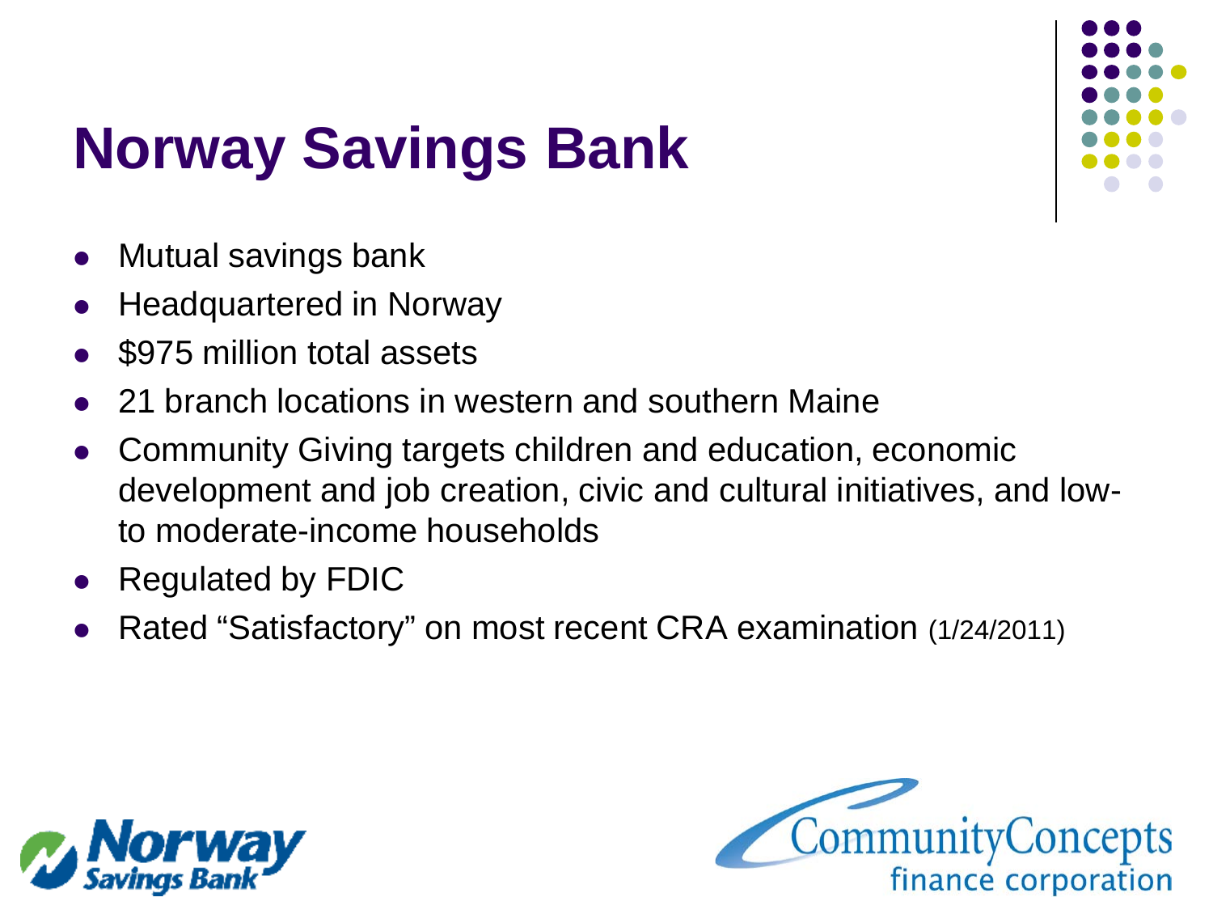# Norway Savings Bank

- Mutual savings bank
- Headquartered in Norway
- $975 million total assets
- 21 branch locations in western and southern Maine
- Community Giving targets children and education, economic development and job creation, civic and cultural initiatives, and low-to moderate-income households
- Regulated by FDIC
- Rated "Satisfactory" on most recent CRA examination (1/24/2011)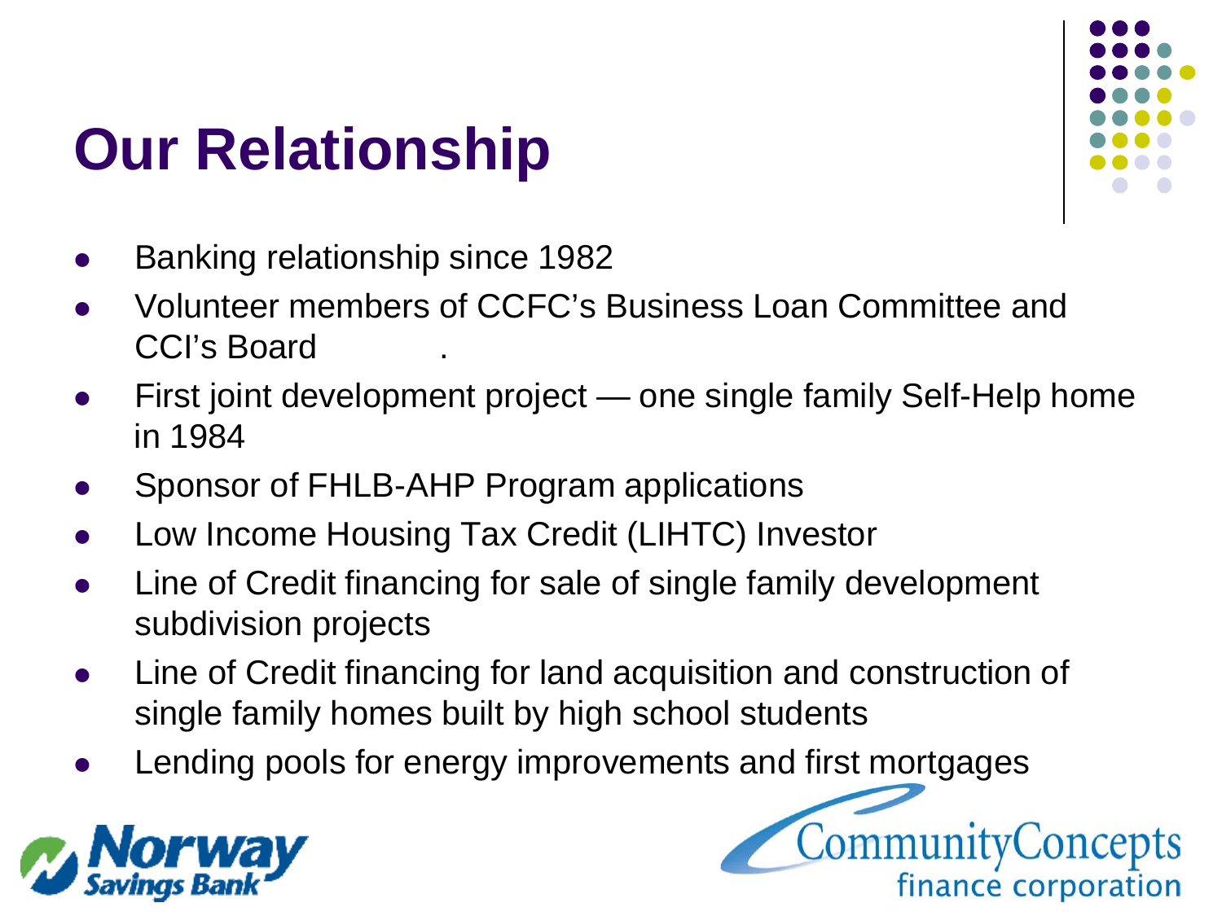# Our Relationship

- Banking relationship since 1982
- Volunteer members of CCFC's Business Loan Committee and CCI's Board .
- First joint development project — one single family Self-Help home in 1984
- Sponsor of FHLB-AHP Program applications
- Low Income Housing Tax Credit (LIHTC) Investor
- Line of Credit financing for sale of single family development subdivision projects
- Line of Credit financing for land acquisition and construction of single family homes built by high school students
- Lending pools for energy improvements and first mortgages

Norway Savings Bank

CommunityConcepts finance corporation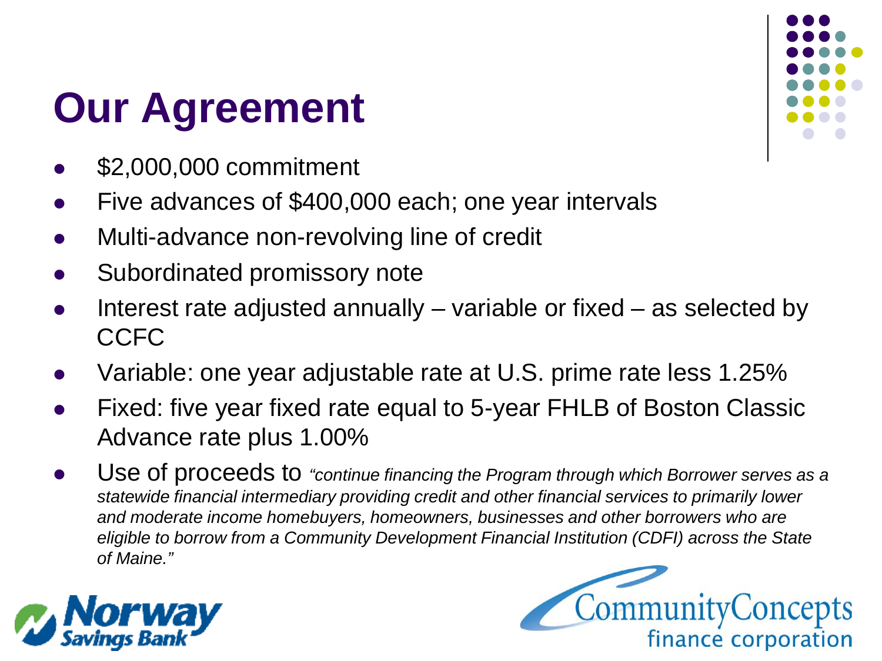# Our Agreement

- $2,000,000 commitment
- Five advances of $400,000 each; one year intervals
- Multi-advance non-revolving line of credit
- Subordinated promissory note
- Interest rate adjusted annually – variable or fixed – as selected by CCFC
- Variable: one year adjustable rate at U.S. prime rate less 1.25%
- Fixed: five year fixed rate equal to 5-year FHLB of Boston Classic Advance rate plus 1.00%
- Use of proceeds to *"continue financing the Program through which Borrower serves as a statewide financial intermediary providing credit and other financial services to primarily lower and moderate income homebuyers, homeowners, businesses and other borrowers who are eligible to borrow from a Community Development Financial Institution (CDFI) across the State of Maine."*

Norway Savings Bank

CommunityConcepts finance corporation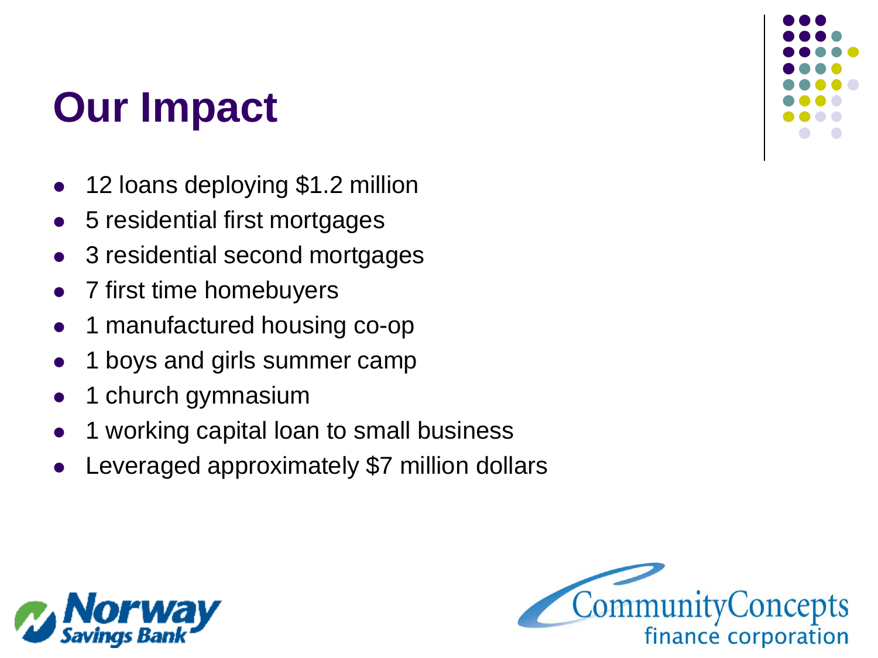# Our Impact

- 12 loans deploying $1.2 million
- 5 residential first mortgages
- 3 residential second mortgages
- 7 first time homebuyers
- 1 manufactured housing co-op
- 1 boys and girls summer camp
- 1 church gymnasium
- 1 working capital loan to small business
- Leveraged approximately $7 million dollars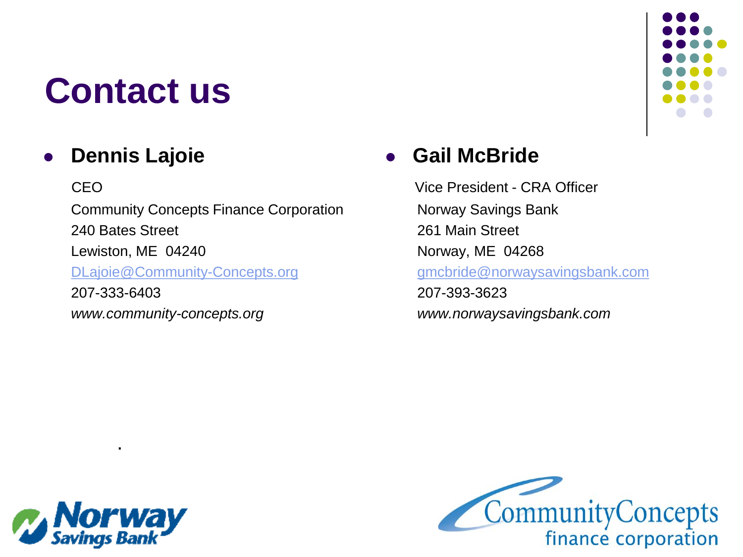# Contact us

- **Dennis Lajoie**

  CEO

  Community Concepts Finance Corporation

  240 Bates Street

  Lewiston, ME 04240

  DLajoie@Community-Concepts.org

  207-333-6403

  *www.community-concepts.org*

- **Gail McBride**

  Vice President - CRA Officer

  Norway Savings Bank

  261 Main Street

  Norway, ME 04268

  gmcbride@norwaysavingsbank.com

  207-393-3623

  *www.norwaysavingsbank.com*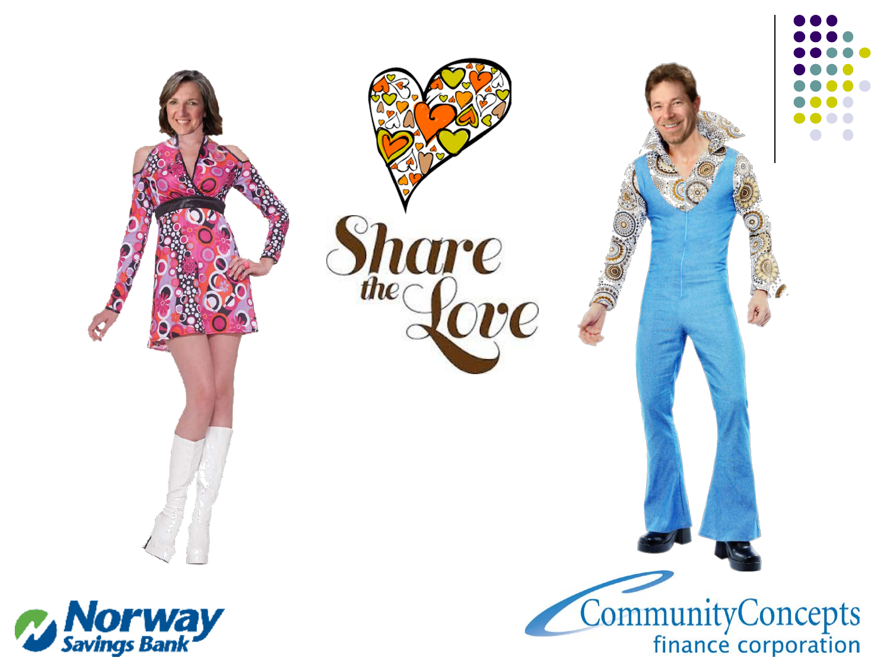Share the Love

Norway Savings Bank

CommunityConcepts finance corporation